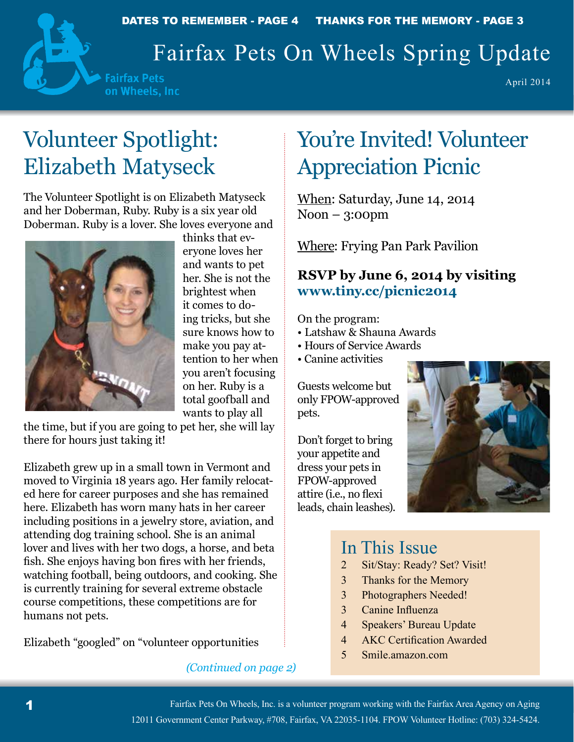DATES TO REMEMBER - PAGE 4 THANKS FOR THE MEMORY - PAGE 3

# Fairfax Pets On Wheels Spring Update

Fairfax Pets on Wheels, Inc

April 2014

## Volunteer Spotlight: Elizabeth Matyseck

The Volunteer Spotlight is on Elizabeth Matyseck and her Doberman, Ruby. Ruby is a six year old Doberman. Ruby is a lover. She loves everyone and thinks that everyone loves her and wants to pet her. She is not the brightest when it comes to doing tricks, but she sure knows how to make you pay attention to her when you aren't focusing on her. Ruby is a total goofball and wants to play all the time, but if you are going to pet her, she will lay there for hours just taking it!

Elizabeth grew up in a small town in Vermont and moved to Virginia 18 years ago. Her family relocated here for career purposes and she has remained here. Elizabeth has worn many hats in her career including positions in a jewelry store, aviation, and attending dog training school. She is an animal lover and lives with her two dogs, a horse, and beta fish. She enjoys having bon fires with her friends, watching football, being outdoors, and cooking. She is currently training for several extreme obstacle course competitions, these competitions are for humans not pets.

Elizabeth "googled" on "volunteer opportunities

*(Continued on page 2)*

## You're Invited! Volunteer Appreciation Picnic

When: Saturday, June 14, 2014
Noon – 3:00pm

Where: Frying Pan Park Pavilion

**RSVP by June 6, 2014 by visiting www.tiny.cc/picnic2014**

On the program:
- Latshaw & Shauna Awards
- Hours of Service Awards
- Canine activities

Guests welcome but only FPOW-approved pets.

Don't forget to bring your appetite and dress your pets in FPOW-approved attire (i.e., no flexi leads, chain leashes).

## In This Issue

| | |
|---|---|
| 2 | Sit/Stay: Ready? Set? Visit! |
| 3 | Thanks for the Memory |
| 3 | Photographers Needed! |
| 3 | Canine Influenza |
| 4 | Speakers' Bureau Update |
| 4 | AKC Certification Awarded |
| 5 | Smile.amazon.com |

Fairfax Pets On Wheels, Inc. is a volunteer program working with the Fairfax Area Agency on Aging 12011 Government Center Parkway, #708, Fairfax, VA 22035-1104. FPOW Volunteer Hotline: (703) 324-5424.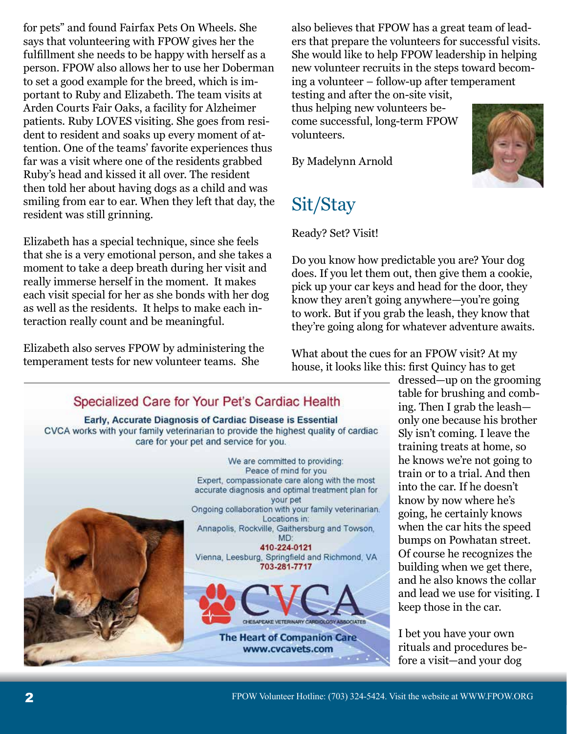for pets" and found Fairfax Pets On Wheels. She says that volunteering with FPOW gives her the fulfillment she needs to be happy with herself as a person. FPOW also allows her to use her Doberman to set a good example for the breed, which is important to Ruby and Elizabeth. The team visits at Arden Courts Fair Oaks, a facility for Alzheimer patients. Ruby LOVES visiting. She goes from resident to resident and soaks up every moment of attention. One of the teams' favorite experiences thus far was a visit where one of the residents grabbed Ruby's head and kissed it all over. The resident then told her about having dogs as a child and was smiling from ear to ear. When they left that day, the resident was still grinning.

Elizabeth has a special technique, since she feels that she is a very emotional person, and she takes a moment to take a deep breath during her visit and really immerse herself in the moment. It makes each visit special for her as she bonds with her dog as well as the residents. It helps to make each interaction really count and be meaningful.

Elizabeth also serves FPOW by administering the temperament tests for new volunteer teams. She also believes that FPOW has a great team of leaders that prepare the volunteers for successful visits. She would like to help FPOW leadership in helping new volunteer recruits in the steps toward becoming a volunteer – follow-up after temperament testing and after the on-site visit, thus helping new volunteers become successful, long-term FPOW volunteers.

By Madelynn Arnold

## Sit/Stay

Ready? Set? Visit!

Do you know how predictable you are? Your dog does. If you let them out, then give them a cookie, pick up your car keys and head for the door, they know they aren't going anywhere—you're going to work. But if you grab the leash, they know that they're going along for whatever adventure awaits.

What about the cues for an FPOW visit? At my house, it looks like this: first Quincy has to get dressed—up on the grooming table for brushing and combing. Then I grab the leash—only one because his brother Sly isn't coming. I leave the training treats at home, so he knows we're not going to train or to a trial. And then into the car. If he doesn't know by now where he's going, he certainly knows when the car hits the speed bumps on Powhatan street. Of course he recognizes the building when we get there, and he also knows the collar and lead we use for visiting. I keep those in the car.

I bet you have your own rituals and procedures before a visit—and your dog

---

### Specialized Care for Your Pet's Cardiac Health

**Early, Accurate Diagnosis of Cardiac Disease is Essential**

CVCA works with your family veterinarian to provide the highest quality of cardiac care for your pet and service for you.

We are committed to providing:
Peace of mind for you
Expert, compassionate care along with the most accurate diagnosis and optimal treatment plan for your pet
Ongoing collaboration with your family veterinarian.

Locations in:
Annapolis, Rockville, Gaithersburg and Towson, MD:
**410-224-0121**
Vienna, Leesburg, Springfield and Richmond, VA
**703-281-7717**

CVCA
CHESAPEAKE VETERINARY CARDIOLOGY ASSOCIATES

**The Heart of Companion Care**
**www.cvcavets.com**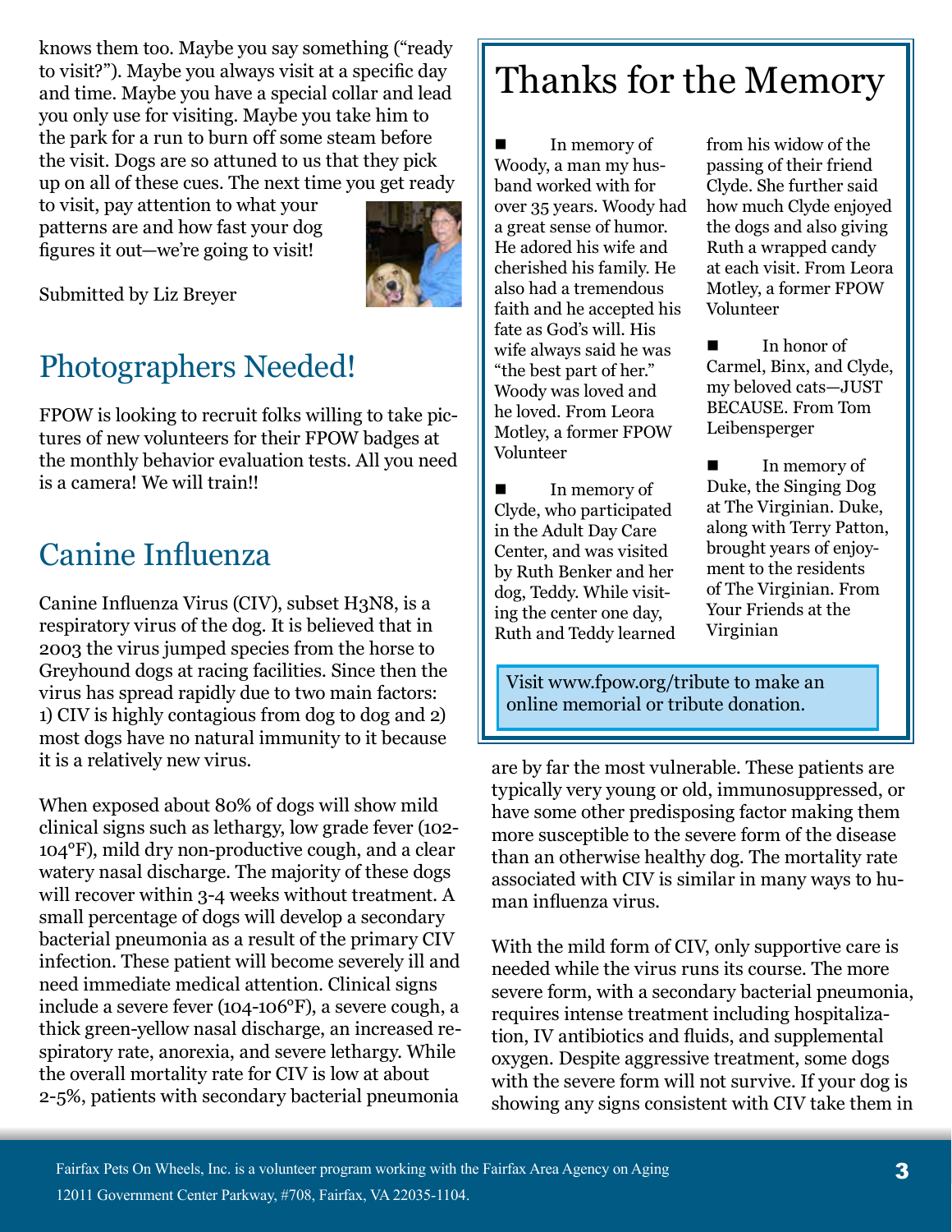knows them too. Maybe you say something ("ready to visit?"). Maybe you always visit at a specific day and time. Maybe you have a special collar and lead you only use for visiting. Maybe you take him to the park for a run to burn off some steam before the visit. Dogs are so attuned to us that they pick up on all of these cues. The next time you get ready to visit, pay attention to what your patterns are and how fast your dog figures it out—we're going to visit!

Submitted by Liz Breyer

## Photographers Needed!

FPOW is looking to recruit folks willing to take pictures of new volunteers for their FPOW badges at the monthly behavior evaluation tests. All you need is a camera! We will train!!

## Canine Influenza

Canine Influenza Virus (CIV), subset H3N8, is a respiratory virus of the dog. It is believed that in 2003 the virus jumped species from the horse to Greyhound dogs at racing facilities. Since then the virus has spread rapidly due to two main factors: 1) CIV is highly contagious from dog to dog and 2) most dogs have no natural immunity to it because it is a relatively new virus.

When exposed about 80% of dogs will show mild clinical signs such as lethargy, low grade fever (102-104°F), mild dry non-productive cough, and a clear watery nasal discharge. The majority of these dogs will recover within 3-4 weeks without treatment. A small percentage of dogs will develop a secondary bacterial pneumonia as a result of the primary CIV infection. These patient will become severely ill and need immediate medical attention. Clinical signs include a severe fever (104-106°F), a severe cough, a thick green-yellow nasal discharge, an increased respiratory rate, anorexia, and severe lethargy. While the overall mortality rate for CIV is low at about 2-5%, patients with secondary bacterial pneumonia are by far the most vulnerable. These patients are typically very young or old, immunosuppressed, or have some other predisposing factor making them more susceptible to the severe form of the disease than an otherwise healthy dog. The mortality rate associated with CIV is similar in many ways to human influenza virus.

With the mild form of CIV, only supportive care is needed while the virus runs its course. The more severe form, with a secondary bacterial pneumonia, requires intense treatment including hospitalization, IV antibiotics and fluids, and supplemental oxygen. Despite aggressive treatment, some dogs with the severe form will not survive. If your dog is showing any signs consistent with CIV take them in

## Thanks for the Memory

- In memory of Woody, a man my husband worked with for over 35 years. Woody had a great sense of humor. He adored his wife and cherished his family. He also had a tremendous faith and he accepted his fate as God's will. His wife always said he was "the best part of her." Woody was loved and he loved. From Leora Motley, a former FPOW Volunteer

- In memory of Clyde, who participated in the Adult Day Care Center, and was visited by Ruth Benker and her dog, Teddy. While visiting the center one day, Ruth and Teddy learned from his widow of the passing of their friend Clyde. She further said how much Clyde enjoyed the dogs and also giving Ruth a wrapped candy at each visit. From Leora Motley, a former FPOW Volunteer

- In honor of Carmel, Binx, and Clyde, my beloved cats—JUST BECAUSE. From Tom Leibensperger

- In memory of Duke, the Singing Dog at The Virginian. Duke, along with Terry Patton, brought years of enjoyment to the residents of The Virginian. From Your Friends at the Virginian

Visit www.fpow.org/tribute to make an online memorial or tribute donation.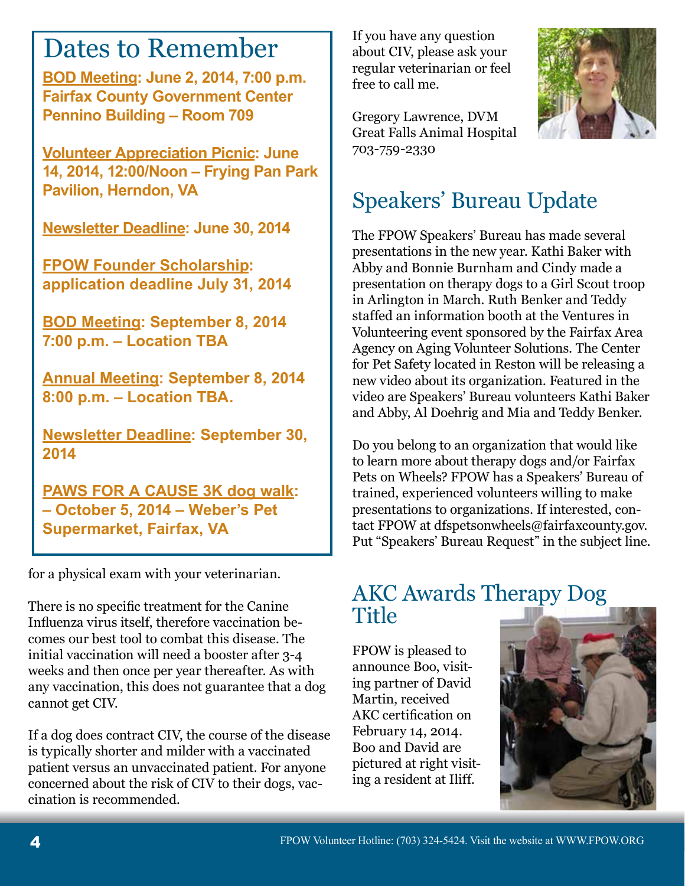## Dates to Remember

**BOD Meeting: June 2, 2014, 7:00 p.m. Fairfax County Government Center Pennino Building – Room 709**

**Volunteer Appreciation Picnic: June 14, 2014, 12:00/Noon – Frying Pan Park Pavilion, Herndon, VA**

**Newsletter Deadline: June 30, 2014**

**FPOW Founder Scholarship: application deadline July 31, 2014**

**BOD Meeting: September 8, 2014 7:00 p.m. – Location TBA**

**Annual Meeting: September 8, 2014 8:00 p.m. – Location TBA.**

**Newsletter Deadline: September 30, 2014**

**PAWS FOR A CAUSE 3K dog walk: – October 5, 2014 – Weber's Pet Supermarket, Fairfax, VA**

for a physical exam with your veterinarian.

There is no specific treatment for the Canine Influenza virus itself, therefore vaccination becomes our best tool to combat this disease. The initial vaccination will need a booster after 3-4 weeks and then once per year thereafter. As with any vaccination, this does not guarantee that a dog cannot get CIV.

If a dog does contract CIV, the course of the disease is typically shorter and milder with a vaccinated patient versus an unvaccinated patient. For anyone concerned about the risk of CIV to their dogs, vaccination is recommended.

If you have any question about CIV, please ask your regular veterinarian or feel free to call me.

Gregory Lawrence, DVM
Great Falls Animal Hospital
703-759-2330

## Speakers' Bureau Update

The FPOW Speakers' Bureau has made several presentations in the new year. Kathi Baker with Abby and Bonnie Burnham and Cindy made a presentation on therapy dogs to a Girl Scout troop in Arlington in March. Ruth Benker and Teddy staffed an information booth at the Ventures in Volunteering event sponsored by the Fairfax Area Agency on Aging Volunteer Solutions. The Center for Pet Safety located in Reston will be releasing a new video about its organization. Featured in the video are Speakers' Bureau volunteers Kathi Baker and Abby, Al Doehrig and Mia and Teddy Benker.

Do you belong to an organization that would like to learn more about therapy dogs and/or Fairfax Pets on Wheels? FPOW has a Speakers' Bureau of trained, experienced volunteers willing to make presentations to organizations. If interested, contact FPOW at dfspetsonwheels@fairfaxcounty.gov. Put "Speakers' Bureau Request" in the subject line.

## AKC Awards Therapy Dog Title

FPOW is pleased to announce Boo, visiting partner of David Martin, received AKC certification on February 14, 2014. Boo and David are pictured at right visiting a resident at Iliff.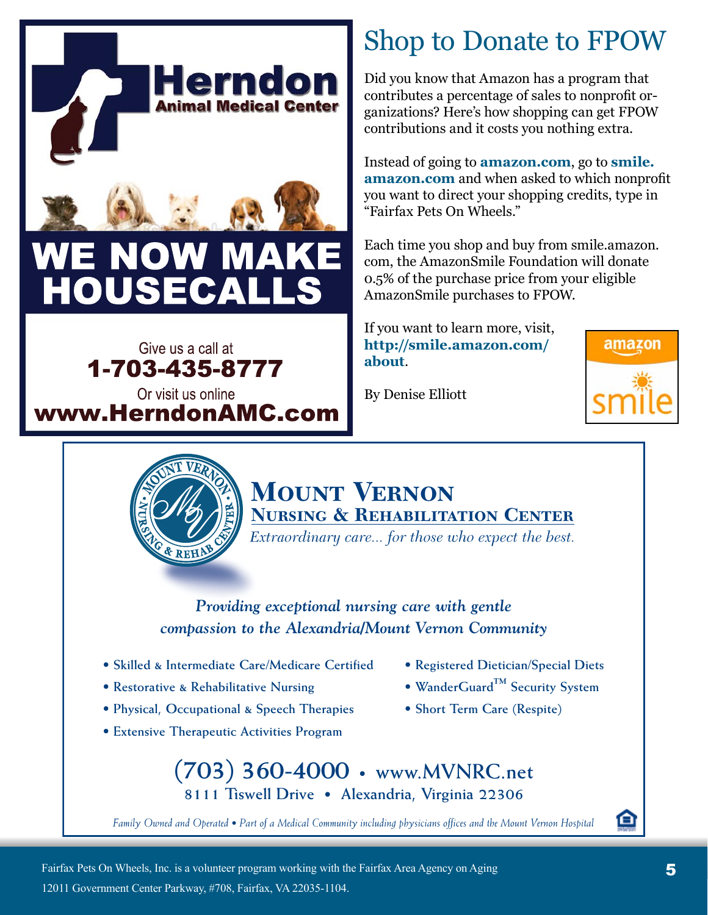**Herndon**
**Animal Medical Center**

# WE NOW MAKE HOUSECALLS

Give us a call at
**1-703-435-8777**
Or visit us online
**www.HerndonAMC.com**

# Shop to Donate to FPOW

Did you know that Amazon has a program that contributes a percentage of sales to nonprofit organizations? Here's how shopping can get FPOW contributions and it costs you nothing extra.

Instead of going to **amazon.com**, go to **smile.amazon.com** and when asked to which nonprofit you want to direct your shopping credits, type in "Fairfax Pets On Wheels."

Each time you shop and buy from smile.amazon.com, the AmazonSmile Foundation will donate 0.5% of the purchase price from your eligible AmazonSmile purchases to FPOW.

If you want to learn more, visit, **http://smile.amazon.com/about**.

By Denise Elliott

## Mount Vernon Nursing & Rehabilitation Center

*Extraordinary care... for those who expect the best.*

***Providing exceptional nursing care with gentle compassion to the Alexandria/Mount Vernon Community***

- Skilled & Intermediate Care/Medicare Certified
- Restorative & Rehabilitative Nursing
- Physical, Occupational & Speech Therapies
- Extensive Therapeutic Activities Program
- Registered Dietician/Special Diets
- WanderGuard™ Security System
- Short Term Care (Respite)

**(703) 360-4000 • www.MVNRC.net**
**8111 Tiswell Drive • Alexandria, Virginia 22306**

*Family Owned and Operated • Part of a Medical Community including physicians offices and the Mount Vernon Hospital*

Fairfax Pets On Wheels, Inc. is a volunteer program working with the Fairfax Area Agency on Aging
12011 Government Center Parkway, #708, Fairfax, VA 22035-1104.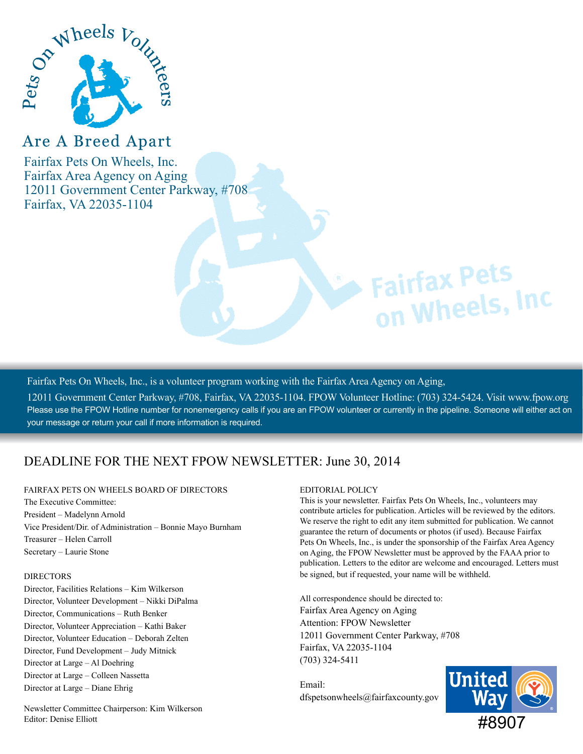Pets On Wheels Volunteers

Are A Breed Apart

Fairfax Pets On Wheels, Inc.
Fairfax Area Agency on Aging
12011 Government Center Parkway, #708
Fairfax, VA 22035-1104

Fairfax Pets on Wheels, Inc

Fairfax Pets On Wheels, Inc., is a volunteer program working with the Fairfax Area Agency on Aging, 12011 Government Center Parkway, #708, Fairfax, VA 22035-1104. FPOW Volunteer Hotline: (703) 324-5424. Visit www.fpow.org

Please use the FPOW Hotline number for nonemergency calls if you are an FPOW volunteer or currently in the pipeline. Someone will either act on your message or return your call if more information is required.

## DEADLINE FOR THE NEXT FPOW NEWSLETTER: June 30, 2014

FAIRFAX PETS ON WHEELS BOARD OF DIRECTORS

The Executive Committee:

President – Madelynn Arnold
Vice President/Dir. of Administration – Bonnie Mayo Burnham
Treasurer – Helen Carroll
Secretary – Laurie Stone

DIRECTORS

Director, Facilities Relations – Kim Wilkerson
Director, Volunteer Development – Nikki DiPalma
Director, Communications – Ruth Benker
Director, Volunteer Appreciation – Kathi Baker
Director, Volunteer Education – Deborah Zelten
Director, Fund Development – Judy Mitnick
Director at Large – Al Doehring
Director at Large – Colleen Nassetta
Director at Large – Diane Ehrig

Newsletter Committee Chairperson: Kim Wilkerson
Editor: Denise Elliott

EDITORIAL POLICY

This is your newsletter. Fairfax Pets On Wheels, Inc., volunteers may contribute articles for publication. Articles will be reviewed by the editors. We reserve the right to edit any item submitted for publication. We cannot guarantee the return of documents or photos (if used). Because Fairfax Pets On Wheels, Inc., is under the sponsorship of the Fairfax Area Agency on Aging, the FPOW Newsletter must be approved by the FAAA prior to publication. Letters to the editor are welcome and encouraged. Letters must be signed, but if requested, your name will be withheld.

All correspondence should be directed to:
Fairfax Area Agency on Aging
Attention: FPOW Newsletter
12011 Government Center Parkway, #708
Fairfax, VA 22035-1104
(703) 324-5411

Email:
dfspetsonwheels@fairfaxcounty.gov

United Way
#8907